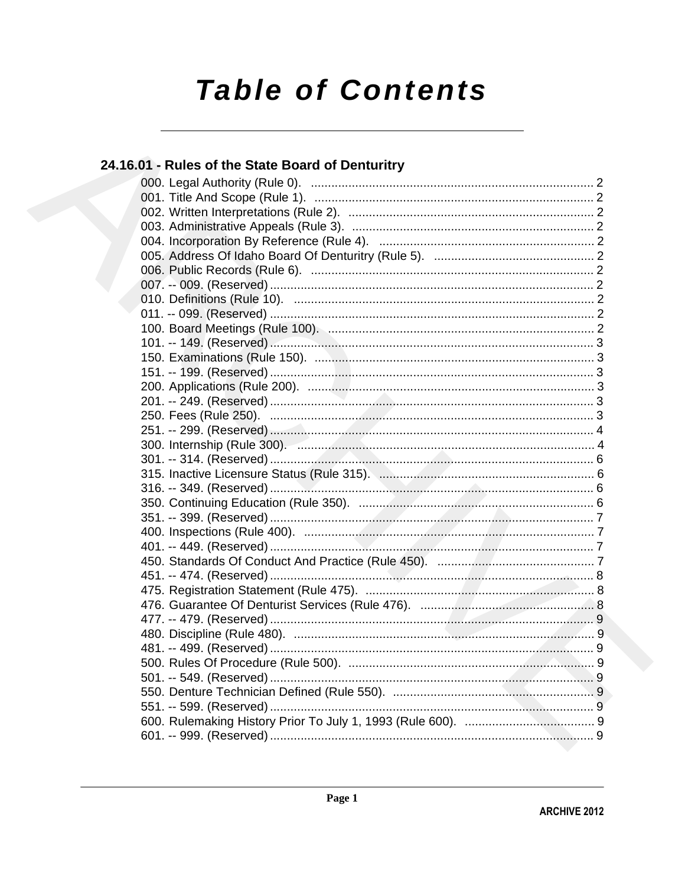# Table of Contents

## 24.16.01 - Rules of the State Board of Denturitry

000. Legal Authority (Rule 0). ... 2
001. Title And Scope (Rule 1). ... 2
002. Written Interpretations (Rule 2). ... 2
003. Administrative Appeals (Rule 3). ... 2
004. Incorporation By Reference (Rule 4). ... 2
005. Address Of Idaho Board Of Denturitry (Rule 5). ... 2
006. Public Records (Rule 6). ... 2
007. -- 009. (Reserved) ... 2
010. Definitions (Rule 10). ... 2
011. -- 099. (Reserved) ... 2
100. Board Meetings (Rule 100). ... 2
101. -- 149. (Reserved) ... 3
150. Examinations (Rule 150). ... 3
151. -- 199. (Reserved) ... 3
200. Applications (Rule 200). ... 3
201. -- 249. (Reserved) ... 3
250. Fees (Rule 250). ... 3
251. -- 299. (Reserved) ... 4
300. Internship (Rule 300). ... 4
301. -- 314. (Reserved) ... 6
315. Inactive Licensure Status (Rule 315). ... 6
316. -- 349. (Reserved) ... 6
350. Continuing Education (Rule 350). ... 6
351. -- 399. (Reserved) ... 7
400. Inspections (Rule 400). ... 7
401. -- 449. (Reserved) ... 7
450. Standards Of Conduct And Practice (Rule 450). ... 7
451. -- 474. (Reserved) ... 8
475. Registration Statement (Rule 475). ... 8
476. Guarantee Of Denturist Services (Rule 476). ... 8
477. -- 479. (Reserved) ... 9
480. Discipline (Rule 480). ... 9
481. -- 499. (Reserved) ... 9
500. Rules Of Procedure (Rule 500). ... 9
501. -- 549. (Reserved) ... 9
550. Denture Technician Defined (Rule 550). ... 9
551. -- 599. (Reserved) ... 9
600. Rulemaking History Prior To July 1, 1993 (Rule 600). ... 9
601. -- 999. (Reserved) ... 9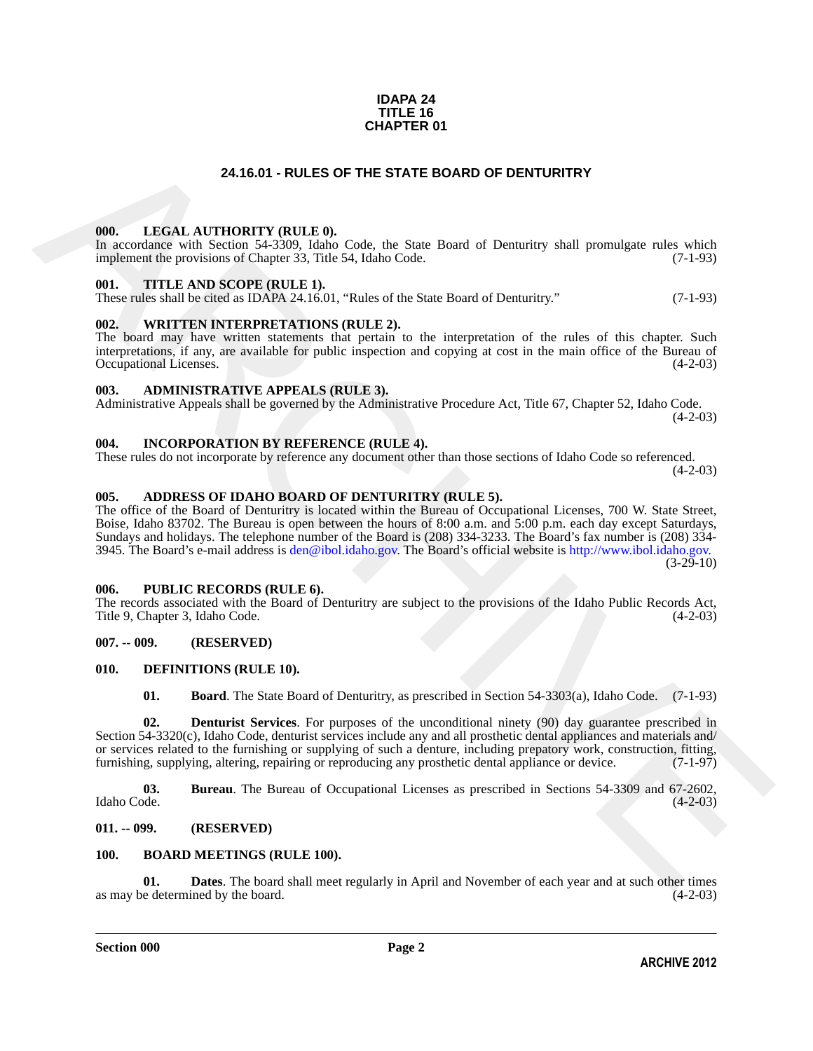**IDAPA 24**
**TITLE 16**
**CHAPTER 01**

# 24.16.01 - RULES OF THE STATE BOARD OF DENTURITRY

## 000. LEGAL AUTHORITY (RULE 0).

In accordance with Section 54-3309, Idaho Code, the State Board of Denturitry shall promulgate rules which implement the provisions of Chapter 33, Title 54, Idaho Code. (7-1-93)

## 001. TITLE AND SCOPE (RULE 1).

These rules shall be cited as IDAPA 24.16.01, "Rules of the State Board of Denturitry." (7-1-93)

## 002. WRITTEN INTERPRETATIONS (RULE 2).

The board may have written statements that pertain to the interpretation of the rules of this chapter. Such interpretations, if any, are available for public inspection and copying at cost in the main office of the Bureau of Occupational Licenses. (4-2-03)

## 003. ADMINISTRATIVE APPEALS (RULE 3).

Administrative Appeals shall be governed by the Administrative Procedure Act, Title 67, Chapter 52, Idaho Code. (4-2-03)

## 004. INCORPORATION BY REFERENCE (RULE 4).

These rules do not incorporate by reference any document other than those sections of Idaho Code so referenced. (4-2-03)

## 005. ADDRESS OF IDAHO BOARD OF DENTURITRY (RULE 5).

The office of the Board of Denturitry is located within the Bureau of Occupational Licenses, 700 W. State Street, Boise, Idaho 83702. The Bureau is open between the hours of 8:00 a.m. and 5:00 p.m. each day except Saturdays, Sundays and holidays. The telephone number of the Board is (208) 334-3233. The Board's fax number is (208) 334-3945. The Board's e-mail address is den@ibol.idaho.gov. The Board's official website is http://www.ibol.idaho.gov. (3-29-10)

## 006. PUBLIC RECORDS (RULE 6).

The records associated with the Board of Denturitry are subject to the provisions of the Idaho Public Records Act, Title 9, Chapter 3, Idaho Code. (4-2-03)

## 007. -- 009. (RESERVED)

## 010. DEFINITIONS (RULE 10).

**01. Board**. The State Board of Denturitry, as prescribed in Section 54-3303(a), Idaho Code. (7-1-93)

**02. Denturist Services**. For purposes of the unconditional ninety (90) day guarantee prescribed in Section 54-3320(c), Idaho Code, denturist services include any and all prosthetic dental appliances and materials and/or services related to the furnishing or supplying of such a denture, including prepatory work, construction, fitting, furnishing, supplying, altering, repairing or reproducing any prosthetic dental appliance or device. (7-1-97)

**03. Bureau**. The Bureau of Occupational Licenses as prescribed in Sections 54-3309 and 67-2602, Idaho Code. (4-2-03)

## 011. -- 099. (RESERVED)

## 100. BOARD MEETINGS (RULE 100).

**01. Dates**. The board shall meet regularly in April and November of each year and at such other times as may be determined by the board. (4-2-03)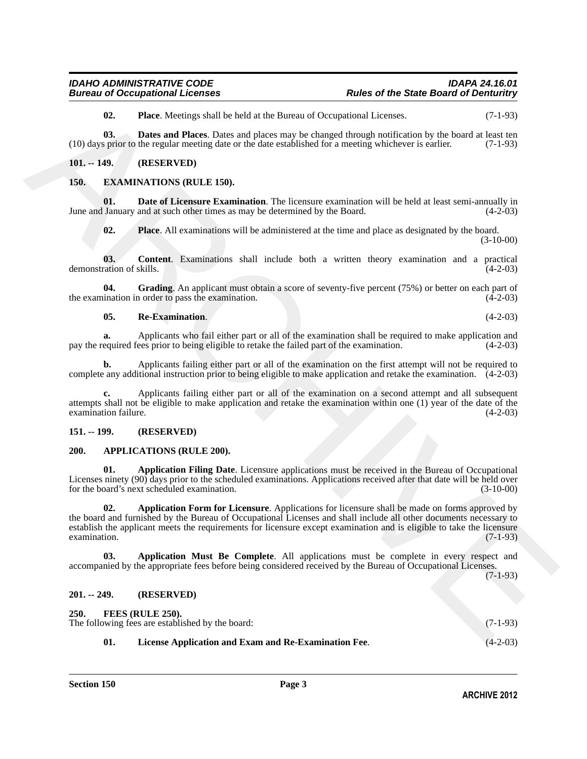**02. Place**. Meetings shall be held at the Bureau of Occupational Licenses. (7-1-93)

**03. Dates and Places**. Dates and places may be changed through notification by the board at least ten (10) days prior to the regular meeting date or the date established for a meeting whichever is earlier. (7-1-93)

## 101. -- 149. (RESERVED)

## 150. EXAMINATIONS (RULE 150).

**01. Date of Licensure Examination**. The licensure examination will be held at least semi-annually in June and January and at such other times as may be determined by the Board. (4-2-03)

**02. Place**. All examinations will be administered at the time and place as designated by the board. (3-10-00)

**03. Content**. Examinations shall include both a written theory examination and a practical demonstration of skills. (4-2-03)

**04. Grading**. An applicant must obtain a score of seventy-five percent (75%) or better on each part of the examination in order to pass the examination. (4-2-03)

**05. Re-Examination**. (4-2-03)

**a.** Applicants who fail either part or all of the examination shall be required to make application and pay the required fees prior to being eligible to retake the failed part of the examination. (4-2-03)

**b.** Applicants failing either part or all of the examination on the first attempt will not be required to complete any additional instruction prior to being eligible to make application and retake the examination. (4-2-03)

**c.** Applicants failing either part or all of the examination on a second attempt and all subsequent attempts shall not be eligible to make application and retake the examination within one (1) year of the date of the examination failure. (4-2-03)

## 151. -- 199. (RESERVED)

## 200. APPLICATIONS (RULE 200).

**01. Application Filing Date**. Licensure applications must be received in the Bureau of Occupational Licenses ninety (90) days prior to the scheduled examinations. Applications received after that date will be held over for the board's next scheduled examination. (3-10-00)

**02. Application Form for Licensure**. Applications for licensure shall be made on forms approved by the board and furnished by the Bureau of Occupational Licenses and shall include all other documents necessary to establish the applicant meets the requirements for licensure except examination and is eligible to take the licensure examination. (7-1-93)

**03. Application Must Be Complete**. All applications must be complete in every respect and accompanied by the appropriate fees before being considered received by the Bureau of Occupational Licenses. (7-1-93)

## 201. -- 249. (RESERVED)

## 250. FEES (RULE 250).

The following fees are established by the board: (7-1-93)

**01. License Application and Exam and Re-Examination Fee**. (4-2-03)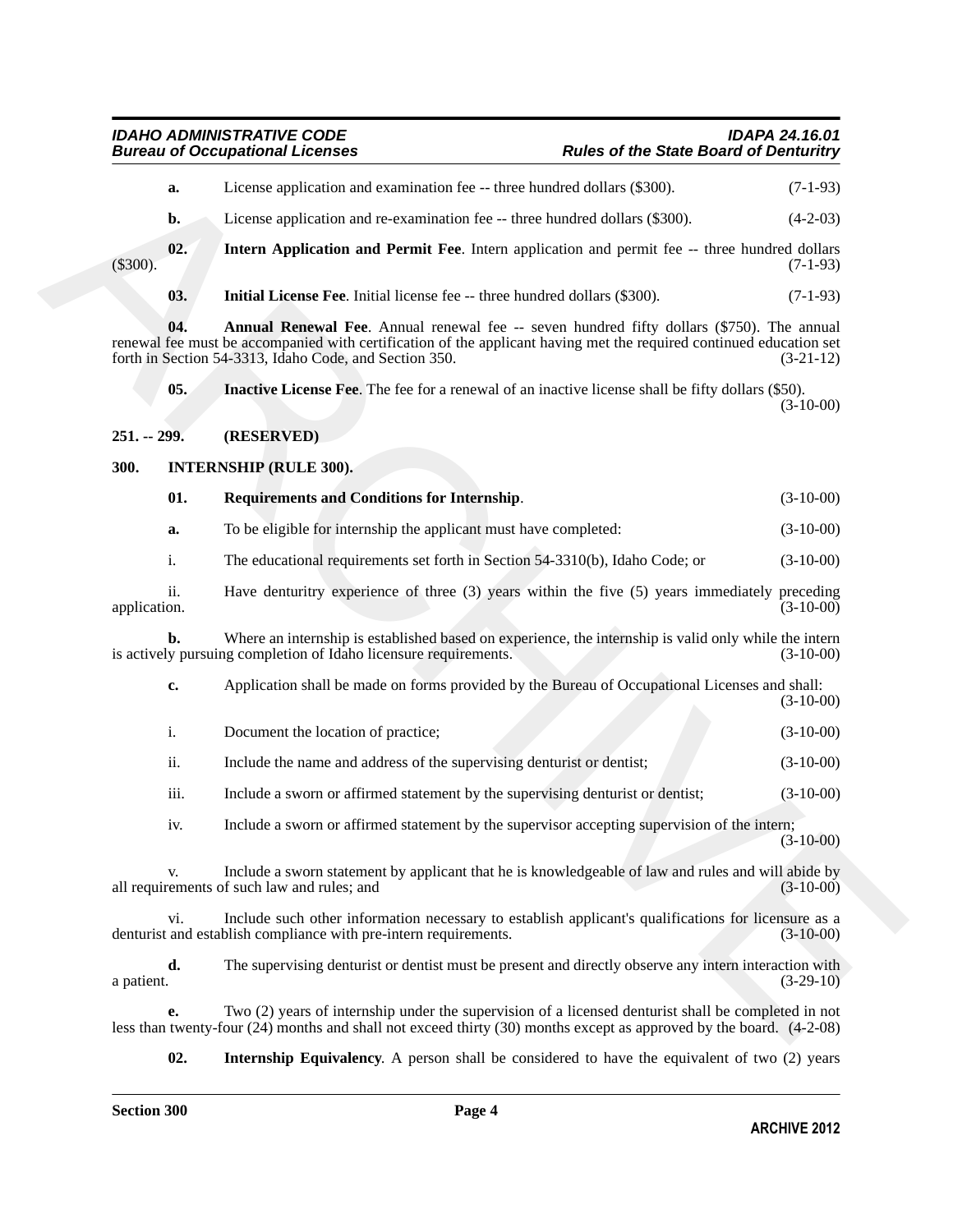**a.** License application and examination fee -- three hundred dollars ($300). (7-1-93)

**b.** License application and re-examination fee -- three hundred dollars ($300). (4-2-03)

**02. Intern Application and Permit Fee**. Intern application and permit fee -- three hundred dollars ($300). (7-1-93)

**03. Initial License Fee**. Initial license fee -- three hundred dollars ($300). (7-1-93)

**04. Annual Renewal Fee**. Annual renewal fee -- seven hundred fifty dollars ($750). The annual renewal fee must be accompanied with certification of the applicant having met the required continued education set forth in Section 54-3313, Idaho Code, and Section 350. (3-21-12)

**05. Inactive License Fee**. The fee for a renewal of an inactive license shall be fifty dollars ($50). (3-10-00)

## 251. -- 299. (RESERVED)

## 300. INTERNSHIP (RULE 300).

**01. Requirements and Conditions for Internship**. (3-10-00)

**a.** To be eligible for internship the applicant must have completed: (3-10-00)

i. The educational requirements set forth in Section 54-3310(b), Idaho Code; or (3-10-00)

ii. Have denturitry experience of three (3) years within the five (5) years immediately preceding application. (3-10-00)

**b.** Where an internship is established based on experience, the internship is valid only while the intern is actively pursuing completion of Idaho licensure requirements. (3-10-00)

**c.** Application shall be made on forms provided by the Bureau of Occupational Licenses and shall: (3-10-00)

i. Document the location of practice; (3-10-00)

ii. Include the name and address of the supervising denturist or dentist; (3-10-00)

iii. Include a sworn or affirmed statement by the supervising denturist or dentist; (3-10-00)

iv. Include a sworn or affirmed statement by the supervisor accepting supervision of the intern; (3-10-00)

v. Include a sworn statement by applicant that he is knowledgeable of law and rules and will abide by all requirements of such law and rules; and (3-10-00)

vi. Include such other information necessary to establish applicant's qualifications for licensure as a denturist and establish compliance with pre-intern requirements. (3-10-00)

**d.** The supervising denturist or dentist must be present and directly observe any intern interaction with a patient. (3-29-10)

**e.** Two (2) years of internship under the supervision of a licensed denturist shall be completed in not less than twenty-four (24) months and shall not exceed thirty (30) months except as approved by the board. (4-2-08)

**02. Internship Equivalency**. A person shall be considered to have the equivalent of two (2) years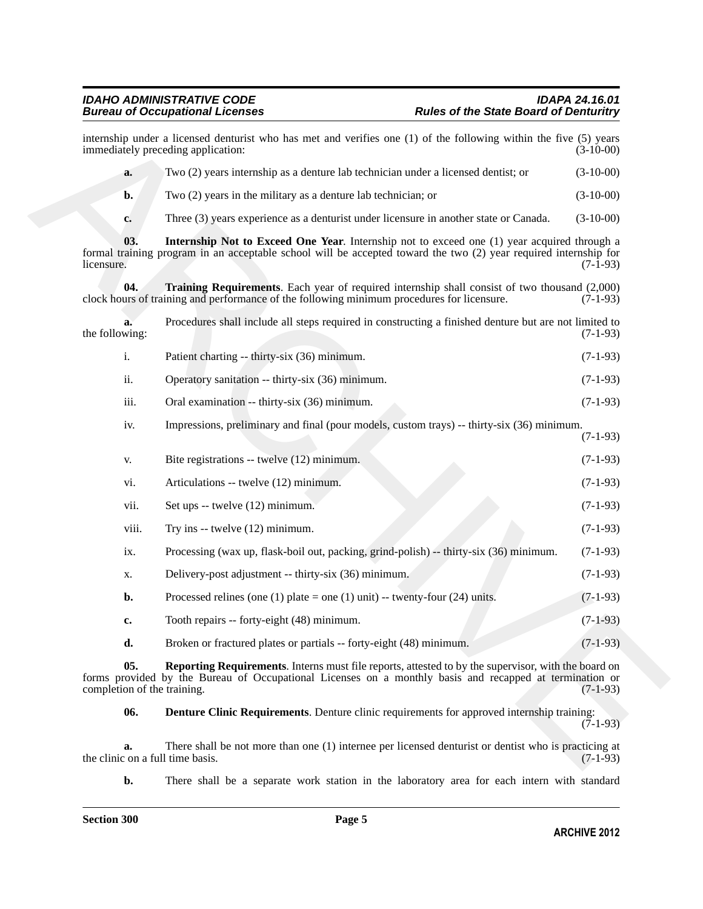internship under a licensed denturist who has met and verifies one (1) of the following within the five (5) years immediately preceding application: (3-10-00)

**a.** Two (2) years internship as a denture lab technician under a licensed dentist; or (3-10-00)

**b.** Two (2) years in the military as a denture lab technician; or (3-10-00)

**c.** Three (3) years experience as a denturist under licensure in another state or Canada. (3-10-00)

**03. Internship Not to Exceed One Year**. Internship not to exceed one (1) year acquired through a formal training program in an acceptable school will be accepted toward the two (2) year required internship for licensure. (7-1-93)

**04. Training Requirements**. Each year of required internship shall consist of two thousand (2,000) clock hours of training and performance of the following minimum procedures for licensure. (7-1-93)

**a.** Procedures shall include all steps required in constructing a finished denture but are not limited to the following: (7-1-93)

i. Patient charting -- thirty-six (36) minimum. (7-1-93)

ii. Operatory sanitation -- thirty-six (36) minimum. (7-1-93)

iii. Oral examination -- thirty-six (36) minimum. (7-1-93)

iv. Impressions, preliminary and final (pour models, custom trays) -- thirty-six (36) minimum. (7-1-93)

v. Bite registrations -- twelve (12) minimum. (7-1-93)

vi. Articulations -- twelve (12) minimum. (7-1-93)

vii. Set ups -- twelve (12) minimum. (7-1-93)

viii. Try ins -- twelve (12) minimum. (7-1-93)

ix. Processing (wax up, flask-boil out, packing, grind-polish) -- thirty-six (36) minimum. (7-1-93)

x. Delivery-post adjustment -- thirty-six (36) minimum. (7-1-93)

**b.** Processed relines (one (1) plate = one (1) unit) -- twenty-four (24) units. (7-1-93)

**c.** Tooth repairs -- forty-eight (48) minimum. (7-1-93)

**d.** Broken or fractured plates or partials -- forty-eight (48) minimum. (7-1-93)

**05. Reporting Requirements**. Interns must file reports, attested to by the supervisor, with the board on forms provided by the Bureau of Occupational Licenses on a monthly basis and recapped at termination or completion of the training. (7-1-93)

**06. Denture Clinic Requirements**. Denture clinic requirements for approved internship training: (7-1-93)

**a.** There shall be not more than one (1) internee per licensed denturist or dentist who is practicing at the clinic on a full time basis. (7-1-93)

**b.** There shall be a separate work station in the laboratory area for each intern with standard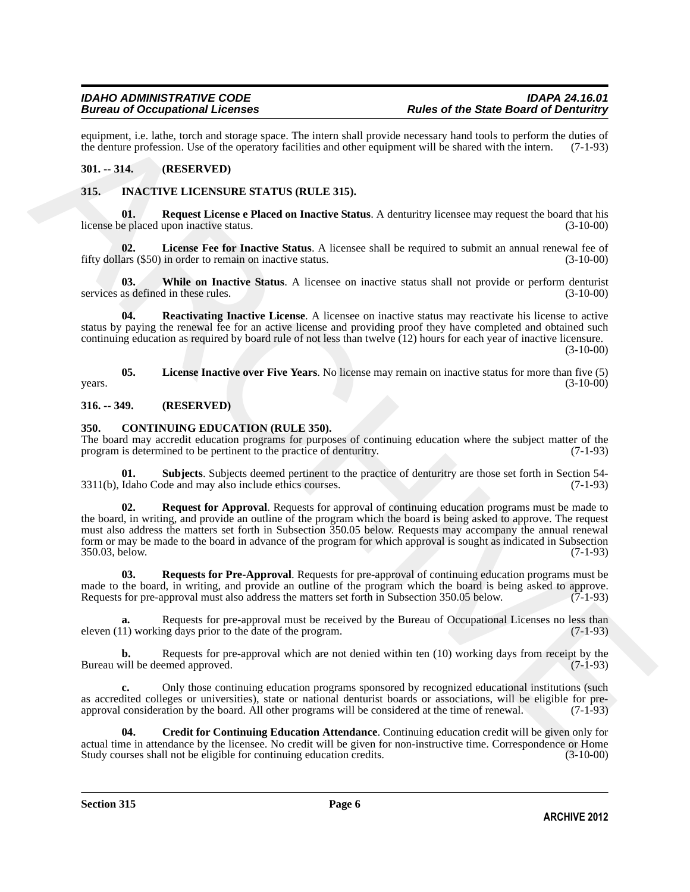equipment, i.e. lathe, torch and storage space. The intern shall provide necessary hand tools to perform the duties of the denture profession. Use of the operatory facilities and other equipment will be shared with the intern. (7-1-93)

**301. -- 314. (RESERVED)**

**315. INACTIVE LICENSURE STATUS (RULE 315).**

**01. Request License e Placed on Inactive Status**. A denturitry licensee may request the board that his license be placed upon inactive status. (3-10-00)

**02. License Fee for Inactive Status**. A licensee shall be required to submit an annual renewal fee of fifty dollars ($50) in order to remain on inactive status. (3-10-00)

**03. While on Inactive Status**. A licensee on inactive status shall not provide or perform denturist services as defined in these rules. (3-10-00)

**04. Reactivating Inactive License**. A licensee on inactive status may reactivate his license to active status by paying the renewal fee for an active license and providing proof they have completed and obtained such continuing education as required by board rule of not less than twelve (12) hours for each year of inactive licensure. (3-10-00)

**05. License Inactive over Five Years**. No license may remain on inactive status for more than five (5) years. (3-10-00)

**316. -- 349. (RESERVED)**

**350. CONTINUING EDUCATION (RULE 350).**

The board may accredit education programs for purposes of continuing education where the subject matter of the program is determined to be pertinent to the practice of denturitry. (7-1-93)

**01. Subjects**. Subjects deemed pertinent to the practice of denturitry are those set forth in Section 54-3311(b), Idaho Code and may also include ethics courses. (7-1-93)

**02. Request for Approval**. Requests for approval of continuing education programs must be made to the board, in writing, and provide an outline of the program which the board is being asked to approve. The request must also address the matters set forth in Subsection 350.05 below. Requests may accompany the annual renewal form or may be made to the board in advance of the program for which approval is sought as indicated in Subsection 350.03, below. (7-1-93)

**03. Requests for Pre-Approval**. Requests for pre-approval of continuing education programs must be made to the board, in writing, and provide an outline of the program which the board is being asked to approve. Requests for pre-approval must also address the matters set forth in Subsection 350.05 below. (7-1-93)

**a.** Requests for pre-approval must be received by the Bureau of Occupational Licenses no less than eleven (11) working days prior to the date of the program. (7-1-93)

**b.** Requests for pre-approval which are not denied within ten (10) working days from receipt by the Bureau will be deemed approved. (7-1-93)

**c.** Only those continuing education programs sponsored by recognized educational institutions (such as accredited colleges or universities), state or national denturist boards or associations, will be eligible for pre-approval consideration by the board. All other programs will be considered at the time of renewal. (7-1-93)

**04. Credit for Continuing Education Attendance**. Continuing education credit will be given only for actual time in attendance by the licensee. No credit will be given for non-instructive time. Correspondence or Home Study courses shall not be eligible for continuing education credits. (3-10-00)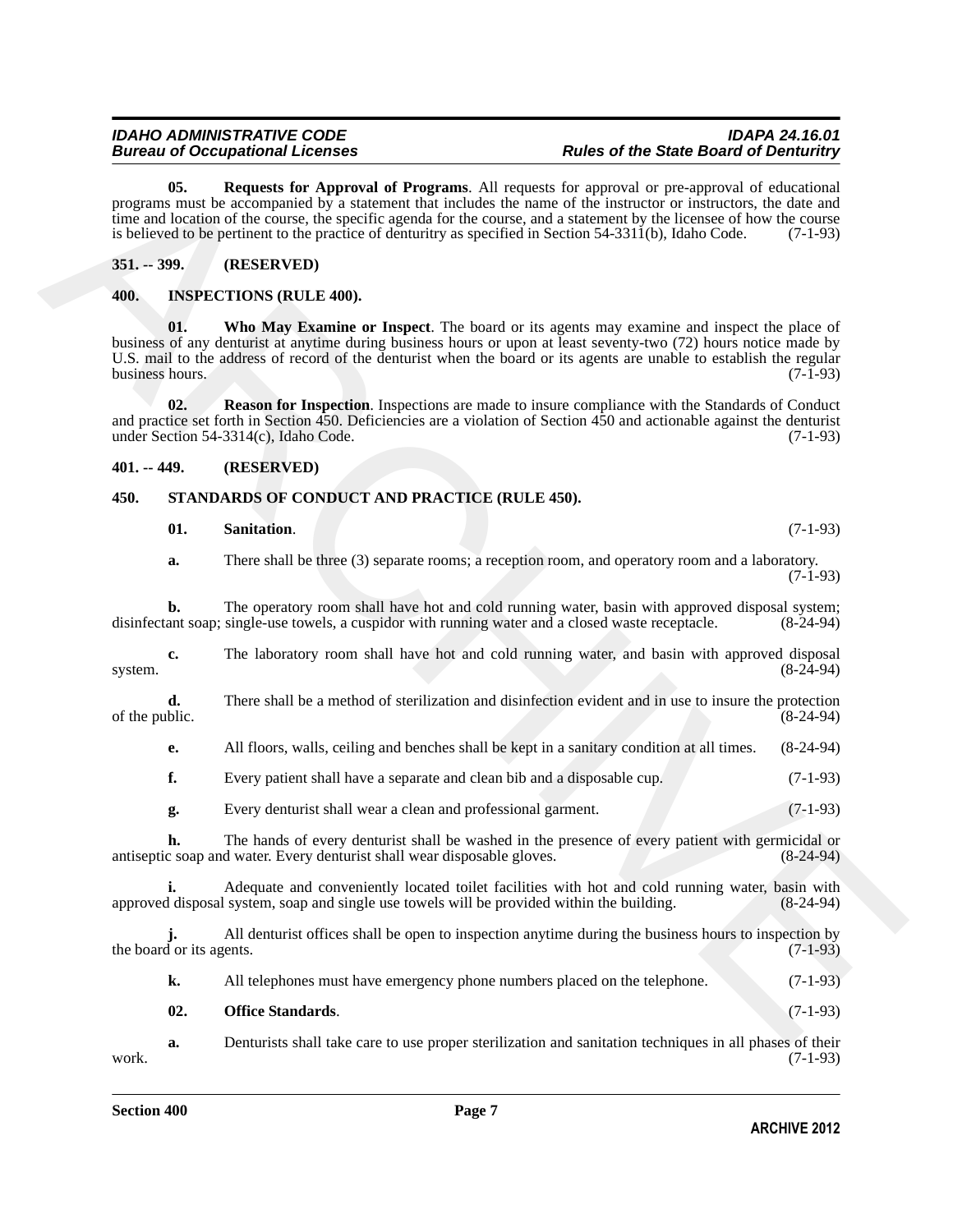**05. Requests for Approval of Programs**. All requests for approval or pre-approval of educational programs must be accompanied by a statement that includes the name of the instructor or instructors, the date and time and location of the course, the specific agenda for the course, and a statement by the licensee of how the course is believed to be pertinent to the practice of denturitry as specified in Section 54-3311(b), Idaho Code. (7-1-93)

## 351. -- 399. (RESERVED)

## 400. INSPECTIONS (RULE 400).

**01. Who May Examine or Inspect**. The board or its agents may examine and inspect the place of business of any denturist at anytime during business hours or upon at least seventy-two (72) hours notice made by U.S. mail to the address of record of the denturist when the board or its agents are unable to establish the regular business hours. (7-1-93)

**02. Reason for Inspection**. Inspections are made to insure compliance with the Standards of Conduct and practice set forth in Section 450. Deficiencies are a violation of Section 450 and actionable against the denturist under Section 54-3314(c), Idaho Code. (7-1-93)

## 401. -- 449. (RESERVED)

## 450. STANDARDS OF CONDUCT AND PRACTICE (RULE 450).

**01. Sanitation**. (7-1-93)

**a.** There shall be three (3) separate rooms; a reception room, and operatory room and a laboratory. (7-1-93)

**b.** The operatory room shall have hot and cold running water, basin with approved disposal system; disinfectant soap; single-use towels, a cuspidor with running water and a closed waste receptacle. (8-24-94)

**c.** The laboratory room shall have hot and cold running water, and basin with approved disposal system. (8-24-94)

**d.** There shall be a method of sterilization and disinfection evident and in use to insure the protection of the public. (8-24-94)

**e.** All floors, walls, ceiling and benches shall be kept in a sanitary condition at all times. (8-24-94)

**f.** Every patient shall have a separate and clean bib and a disposable cup. (7-1-93)

**g.** Every denturist shall wear a clean and professional garment. (7-1-93)

**h.** The hands of every denturist shall be washed in the presence of every patient with germicidal or antiseptic soap and water. Every denturist shall wear disposable gloves. (8-24-94)

**i.** Adequate and conveniently located toilet facilities with hot and cold running water, basin with approved disposal system, soap and single use towels will be provided within the building. (8-24-94)

**j.** All denturist offices shall be open to inspection anytime during the business hours to inspection by the board or its agents. (7-1-93)

**k.** All telephones must have emergency phone numbers placed on the telephone. (7-1-93)

**02. Office Standards**. (7-1-93)

**a.** Denturists shall take care to use proper sterilization and sanitation techniques in all phases of their work. (7-1-93)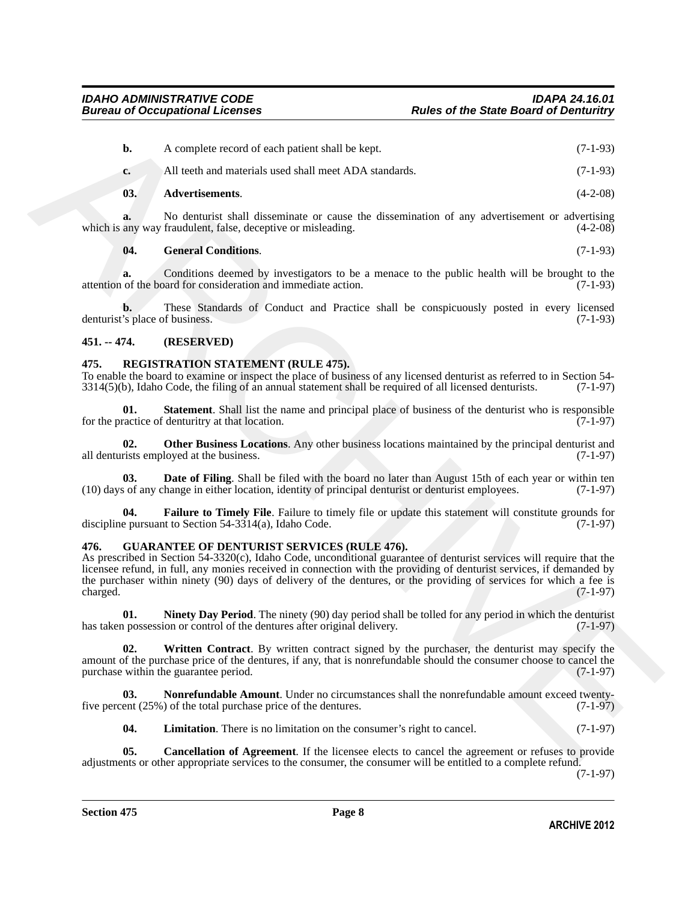**b.** A complete record of each patient shall be kept. (7-1-93)

**c.** All teeth and materials used shall meet ADA standards. (7-1-93)

**03. Advertisements**. (4-2-08)

**a.** No denturist shall disseminate or cause the dissemination of any advertisement or advertising which is any way fraudulent, false, deceptive or misleading. (4-2-08)

**04. General Conditions**. (7-1-93)

**a.** Conditions deemed by investigators to be a menace to the public health will be brought to the attention of the board for consideration and immediate action. (7-1-93)

**b.** These Standards of Conduct and Practice shall be conspicuously posted in every licensed denturist's place of business. (7-1-93)

## 451. -- 474. (RESERVED)

## 475. REGISTRATION STATEMENT (RULE 475).

To enable the board to examine or inspect the place of business of any licensed denturist as referred to in Section 54-3314(5)(b), Idaho Code, the filing of an annual statement shall be required of all licensed denturists. (7-1-97)

**01. Statement**. Shall list the name and principal place of business of the denturist who is responsible for the practice of denturitry at that location. (7-1-97)

**02. Other Business Locations**. Any other business locations maintained by the principal denturist and all denturists employed at the business. (7-1-97)

**03. Date of Filing**. Shall be filed with the board no later than August 15th of each year or within ten (10) days of any change in either location, identity of principal denturist or denturist employees. (7-1-97)

**04. Failure to Timely File**. Failure to timely file or update this statement will constitute grounds for discipline pursuant to Section 54-3314(a), Idaho Code. (7-1-97)

## 476. GUARANTEE OF DENTURIST SERVICES (RULE 476).

As prescribed in Section 54-3320(c), Idaho Code, unconditional guarantee of denturist services will require that the licensee refund, in full, any monies received in connection with the providing of denturist services, if demanded by the purchaser within ninety (90) days of delivery of the dentures, or the providing of services for which a fee is charged. (7-1-97)

**01. Ninety Day Period**. The ninety (90) day period shall be tolled for any period in which the denturist has taken possession or control of the dentures after original delivery. (7-1-97)

**02. Written Contract**. By written contract signed by the purchaser, the denturist may specify the amount of the purchase price of the dentures, if any, that is nonrefundable should the consumer choose to cancel the purchase within the guarantee period. (7-1-97)

**03. Nonrefundable Amount**. Under no circumstances shall the nonrefundable amount exceed twenty-five percent (25%) of the total purchase price of the dentures. (7-1-97)

**04. Limitation**. There is no limitation on the consumer's right to cancel. (7-1-97)

**05. Cancellation of Agreement**. If the licensee elects to cancel the agreement or refuses to provide adjustments or other appropriate services to the consumer, the consumer will be entitled to a complete refund. (7-1-97)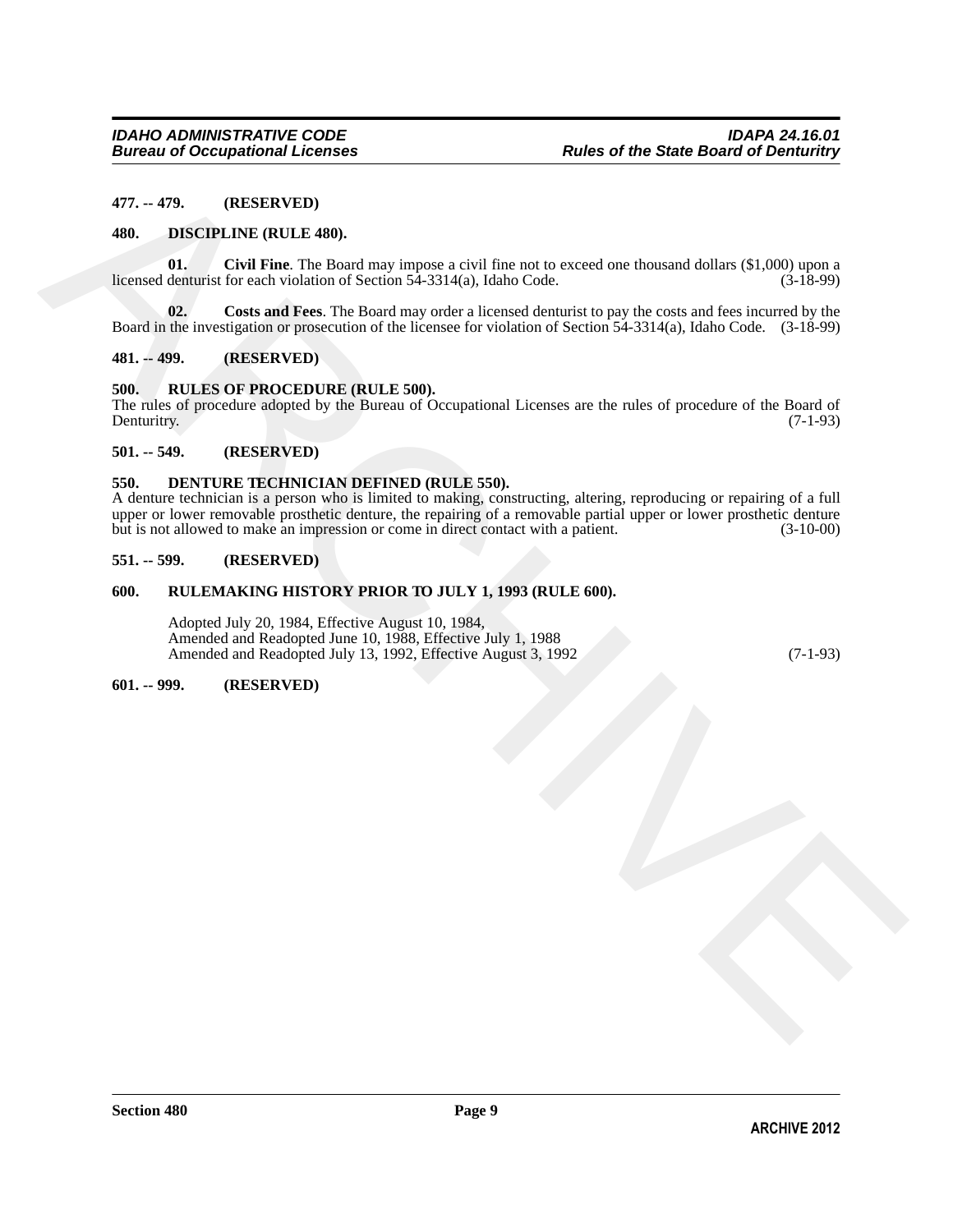**477. -- 479. (RESERVED)**

**480. DISCIPLINE (RULE 480).**

**01. Civil Fine**. The Board may impose a civil fine not to exceed one thousand dollars ($1,000) upon a licensed denturist for each violation of Section 54-3314(a), Idaho Code. (3-18-99)

**02. Costs and Fees**. The Board may order a licensed denturist to pay the costs and fees incurred by the Board in the investigation or prosecution of the licensee for violation of Section 54-3314(a), Idaho Code. (3-18-99)

**481. -- 499. (RESERVED)**

**500. RULES OF PROCEDURE (RULE 500).**

The rules of procedure adopted by the Bureau of Occupational Licenses are the rules of procedure of the Board of Denturitry. (7-1-93)

**501. -- 549. (RESERVED)**

**550. DENTURE TECHNICIAN DEFINED (RULE 550).**

A denture technician is a person who is limited to making, constructing, altering, reproducing or repairing of a full upper or lower removable prosthetic denture, the repairing of a removable partial upper or lower prosthetic denture but is not allowed to make an impression or come in direct contact with a patient. (3-10-00)

**551. -- 599. (RESERVED)**

**600. RULEMAKING HISTORY PRIOR TO JULY 1, 1993 (RULE 600).**

Adopted July 20, 1984, Effective August 10, 1984,
Amended and Readopted June 10, 1988, Effective July 1, 1988
Amended and Readopted July 13, 1992, Effective August 3, 1992 (7-1-93)

**601. -- 999. (RESERVED)**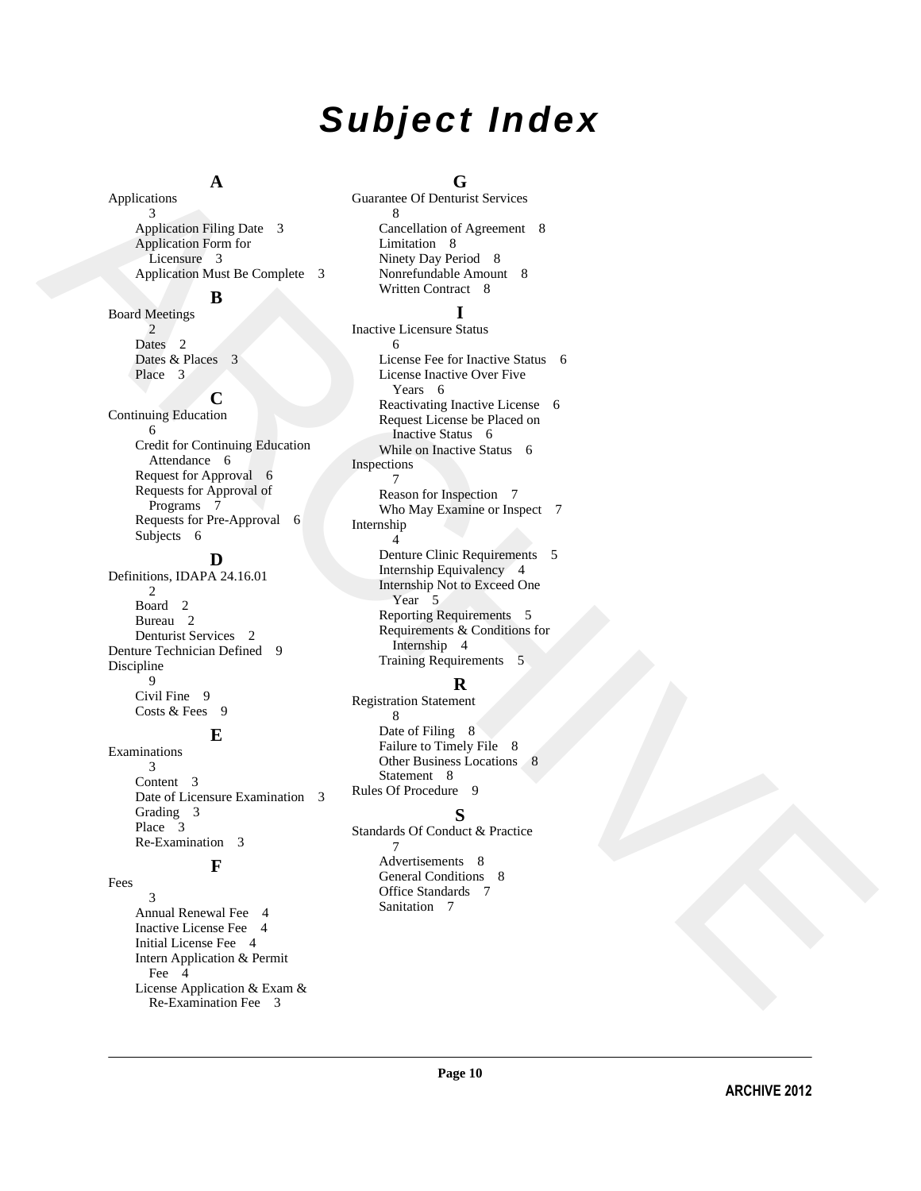# Subject Index

**A**

Applications 3
- Application Filing Date 3
- Application Form for Licensure 3
- Application Must Be Complete 3

**B**

Board Meetings 2
- Dates 2
- Dates & Places 3
- Place 3

**C**

Continuing Education 6
- Credit for Continuing Education Attendance 6
- Request for Approval 6
- Requests for Approval of Programs 7
- Requests for Pre-Approval 6
- Subjects 6

**D**

Definitions, IDAPA 24.16.01 2
- Board 2
- Bureau 2
- Denturist Services 2

Denture Technician Defined 9

Discipline 9
- Civil Fine 9
- Costs & Fees 9

**E**

Examinations 3
- Content 3
- Date of Licensure Examination 3
- Grading 3
- Place 3
- Re-Examination 3

**F**

Fees 3
- Annual Renewal Fee 4
- Inactive License Fee 4
- Initial License Fee 4
- Intern Application & Permit Fee 4
- License Application & Exam & Re-Examination Fee 3

**G**

Guarantee Of Denturist Services 8
- Cancellation of Agreement 8
- Limitation 8
- Ninety Day Period 8
- Nonrefundable Amount 8
- Written Contract 8

**I**

Inactive Licensure Status 6
- License Fee for Inactive Status 6
- License Inactive Over Five Years 6
- Reactivating Inactive License 6
- Request License be Placed on Inactive Status 6
- While on Inactive Status 6

Inspections 7
- Reason for Inspection 7
- Who May Examine or Inspect 7

Internship 4
- Denture Clinic Requirements 5
- Internship Equivalency 4
- Internship Not to Exceed One Year 5
- Reporting Requirements 5
- Requirements & Conditions for Internship 4
- Training Requirements 5

**R**

Registration Statement 8
- Date of Filing 8
- Failure to Timely File 8
- Other Business Locations 8
- Statement 8

Rules Of Procedure 9

**S**

Standards Of Conduct & Practice 7
- Advertisements 8
- General Conditions 8
- Office Standards 7
- Sanitation 7